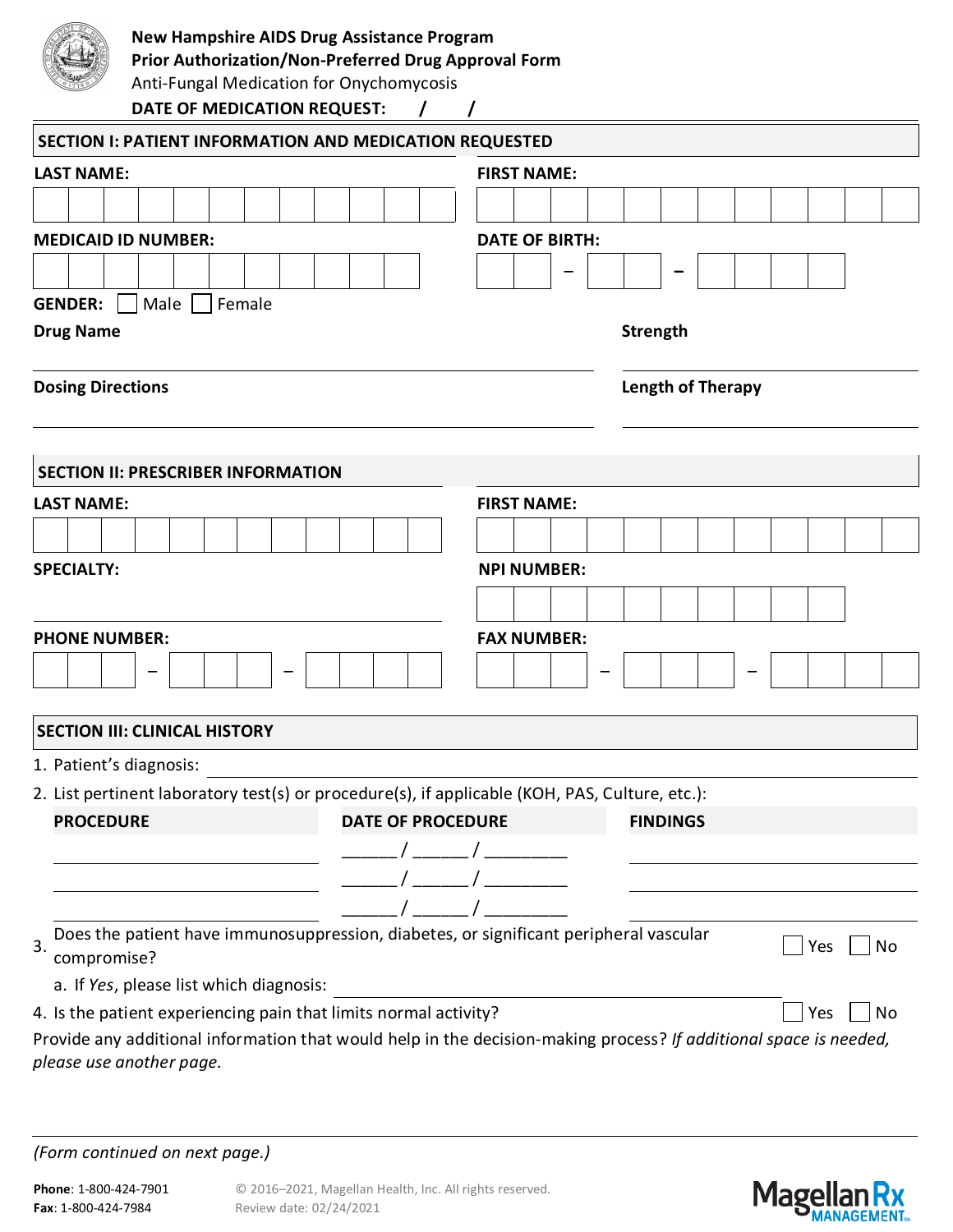**New Hampshire AIDS Drug Assistance Program**
**Prior Authorization/Non-Preferred Drug Approval Form**
Anti-Fungal Medication for Onychomycosis
**DATE OF MEDICATION REQUEST: / /**

## SECTION I: PATIENT INFORMATION AND MEDICATION REQUESTED

**LAST NAME:**

**FIRST NAME:**

**MEDICAID ID NUMBER:**

**DATE OF BIRTH:** – –

**GENDER:** ☐ Male ☐ Female

**Drug Name**

**Strength**

**Dosing Directions**

**Length of Therapy**

## SECTION II: PRESCRIBER INFORMATION

**LAST NAME:**

**FIRST NAME:**

**SPECIALTY:**

**NPI NUMBER:**

**PHONE NUMBER:** – –

**FAX NUMBER:** – –

## SECTION III: CLINICAL HISTORY

1. Patient's diagnosis: ______________________
2. List pertinent laboratory test(s) or procedure(s), if applicable (KOH, PAS, Culture, etc.):

| PROCEDURE | DATE OF PROCEDURE | FINDINGS |
|---|---|---|
| | ______/ ______/ ________ | |
| | ______/ ______/ ________ | |
| | ______/ ______/ ________ | |

3. Does the patient have immunosuppression, diabetes, or significant peripheral vascular compromise? ☐ Yes ☐ No
   a. If *Yes*, please list which diagnosis: ______________________
4. Is the patient experiencing pain that limits normal activity? ☐ Yes ☐ No

Provide any additional information that would help in the decision-making process? *If additional space is needed, please use another page.*

*(Form continued on next page.)*

**Phone**: 1-800-424-7901
**Fax**: 1-800-424-7984

© 2016–2021, Magellan Health, Inc. All rights reserved.
Review date: 02/24/2021

Magellan Rx MANAGEMENT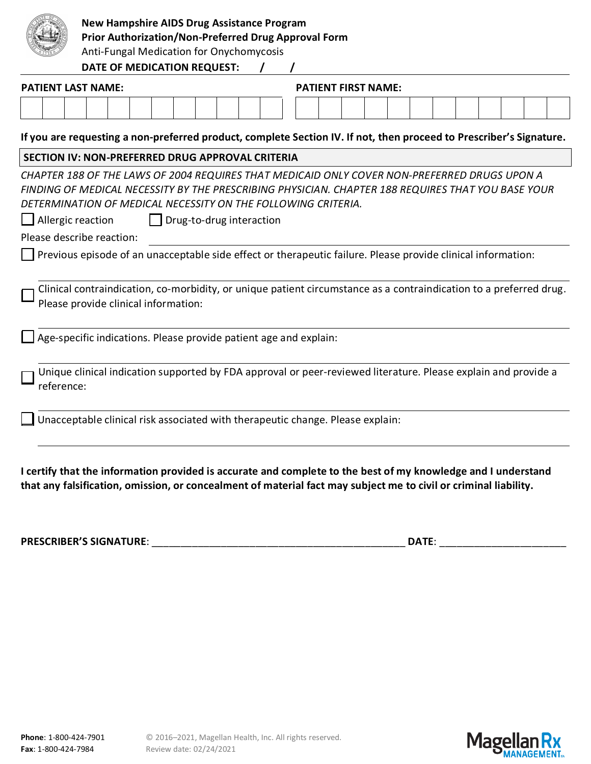**New Hampshire AIDS Drug Assistance Program**
**Prior Authorization/Non-Preferred Drug Approval Form**
Anti-Fungal Medication for Onychomycosis

**DATE OF MEDICATION REQUEST:** / /

| **PATIENT LAST NAME:** | **PATIENT FIRST NAME:** |
|---|---|
| | |

**If you are requesting a non-preferred product, complete Section IV. If not, then proceed to Prescriber's Signature.**

## SECTION IV: NON-PREFERRED DRUG APPROVAL CRITERIA

*CHAPTER 188 OF THE LAWS OF 2004 REQUIRES THAT MEDICAID ONLY COVER NON-PREFERRED DRUGS UPON A FINDING OF MEDICAL NECESSITY BY THE PRESCRIBING PHYSICIAN. CHAPTER 188 REQUIRES THAT YOU BASE YOUR DETERMINATION OF MEDICAL NECESSITY ON THE FOLLOWING CRITERIA.*

☐ Allergic reaction ☐ Drug-to-drug interaction

Please describe reaction: ______________________________

☐ Previous episode of an unacceptable side effect or therapeutic failure. Please provide clinical information:

______________________________

☐ Clinical contraindication, co-morbidity, or unique patient circumstance as a contraindication to a preferred drug. Please provide clinical information:

______________________________

☐ Age-specific indications. Please provide patient age and explain:

______________________________

☐ Unique clinical indication supported by FDA approval or peer-reviewed literature. Please explain and provide a reference:

______________________________

☐ Unacceptable clinical risk associated with therapeutic change. Please explain:

______________________________

**I certify that the information provided is accurate and complete to the best of my knowledge and I understand that any falsification, omission, or concealment of material fact may subject me to civil or criminal liability.**

**PRESCRIBER'S SIGNATURE**: ______________________________ **DATE**: ______________________

**Phone**: 1-800-424-7901
**Fax**: 1-800-424-7984

© 2016–2021, Magellan Health, Inc. All rights reserved.
Review date: 02/24/2021

Magellan Rx MANAGEMENT